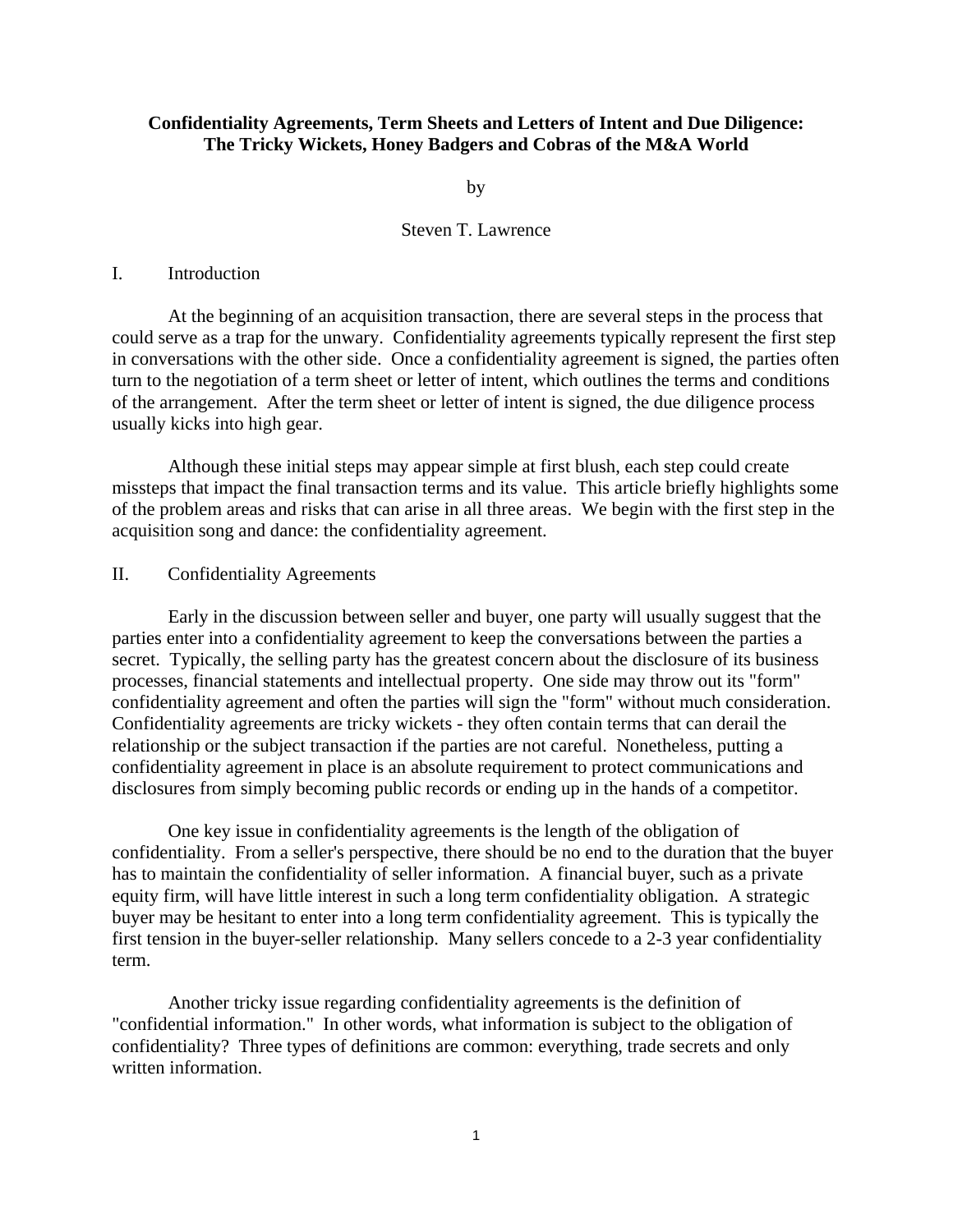# Confidentiality Agreements, Term Sheets and Letters of Intent and Due Diligence: The Tricky Wickets, Honey Badgers and Cobras of the M&A World

by

Steven T. Lawrence

## I. Introduction

At the beginning of an acquisition transaction, there are several steps in the process that could serve as a trap for the unwary. Confidentiality agreements typically represent the first step in conversations with the other side. Once a confidentiality agreement is signed, the parties often turn to the negotiation of a term sheet or letter of intent, which outlines the terms and conditions of the arrangement. After the term sheet or letter of intent is signed, the due diligence process usually kicks into high gear.

Although these initial steps may appear simple at first blush, each step could create missteps that impact the final transaction terms and its value. This article briefly highlights some of the problem areas and risks that can arise in all three areas. We begin with the first step in the acquisition song and dance: the confidentiality agreement.

## II. Confidentiality Agreements

Early in the discussion between seller and buyer, one party will usually suggest that the parties enter into a confidentiality agreement to keep the conversations between the parties a secret. Typically, the selling party has the greatest concern about the disclosure of its business processes, financial statements and intellectual property. One side may throw out its "form" confidentiality agreement and often the parties will sign the "form" without much consideration. Confidentiality agreements are tricky wickets - they often contain terms that can derail the relationship or the subject transaction if the parties are not careful. Nonetheless, putting a confidentiality agreement in place is an absolute requirement to protect communications and disclosures from simply becoming public records or ending up in the hands of a competitor.

One key issue in confidentiality agreements is the length of the obligation of confidentiality. From a seller's perspective, there should be no end to the duration that the buyer has to maintain the confidentiality of seller information. A financial buyer, such as a private equity firm, will have little interest in such a long term confidentiality obligation. A strategic buyer may be hesitant to enter into a long term confidentiality agreement. This is typically the first tension in the buyer-seller relationship. Many sellers concede to a 2-3 year confidentiality term.

Another tricky issue regarding confidentiality agreements is the definition of "confidential information." In other words, what information is subject to the obligation of confidentiality? Three types of definitions are common: everything, trade secrets and only written information.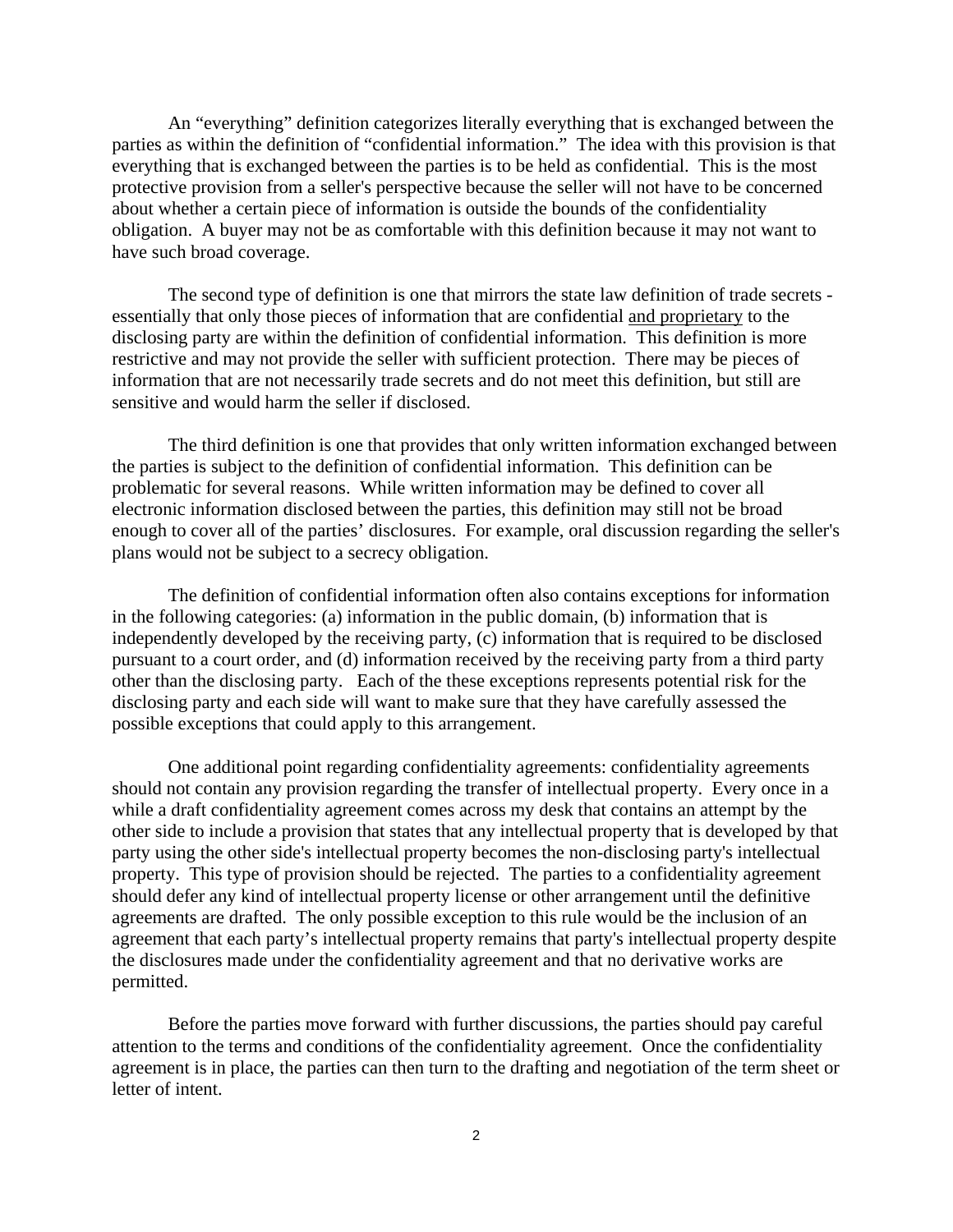An "everything" definition categorizes literally everything that is exchanged between the parties as within the definition of "confidential information." The idea with this provision is that everything that is exchanged between the parties is to be held as confidential. This is the most protective provision from a seller's perspective because the seller will not have to be concerned about whether a certain piece of information is outside the bounds of the confidentiality obligation. A buyer may not be as comfortable with this definition because it may not want to have such broad coverage.

The second type of definition is one that mirrors the state law definition of trade secrets - essentially that only those pieces of information that are confidential <u>and proprietary</u> to the disclosing party are within the definition of confidential information. This definition is more restrictive and may not provide the seller with sufficient protection. There may be pieces of information that are not necessarily trade secrets and do not meet this definition, but still are sensitive and would harm the seller if disclosed.

The third definition is one that provides that only written information exchanged between the parties is subject to the definition of confidential information. This definition can be problematic for several reasons. While written information may be defined to cover all electronic information disclosed between the parties, this definition may still not be broad enough to cover all of the parties' disclosures. For example, oral discussion regarding the seller's plans would not be subject to a secrecy obligation.

The definition of confidential information often also contains exceptions for information in the following categories: (a) information in the public domain, (b) information that is independently developed by the receiving party, (c) information that is required to be disclosed pursuant to a court order, and (d) information received by the receiving party from a third party other than the disclosing party. Each of the these exceptions represents potential risk for the disclosing party and each side will want to make sure that they have carefully assessed the possible exceptions that could apply to this arrangement.

One additional point regarding confidentiality agreements: confidentiality agreements should not contain any provision regarding the transfer of intellectual property. Every once in a while a draft confidentiality agreement comes across my desk that contains an attempt by the other side to include a provision that states that any intellectual property that is developed by that party using the other side's intellectual property becomes the non-disclosing party's intellectual property. This type of provision should be rejected. The parties to a confidentiality agreement should defer any kind of intellectual property license or other arrangement until the definitive agreements are drafted. The only possible exception to this rule would be the inclusion of an agreement that each party's intellectual property remains that party's intellectual property despite the disclosures made under the confidentiality agreement and that no derivative works are permitted.

Before the parties move forward with further discussions, the parties should pay careful attention to the terms and conditions of the confidentiality agreement. Once the confidentiality agreement is in place, the parties can then turn to the drafting and negotiation of the term sheet or letter of intent.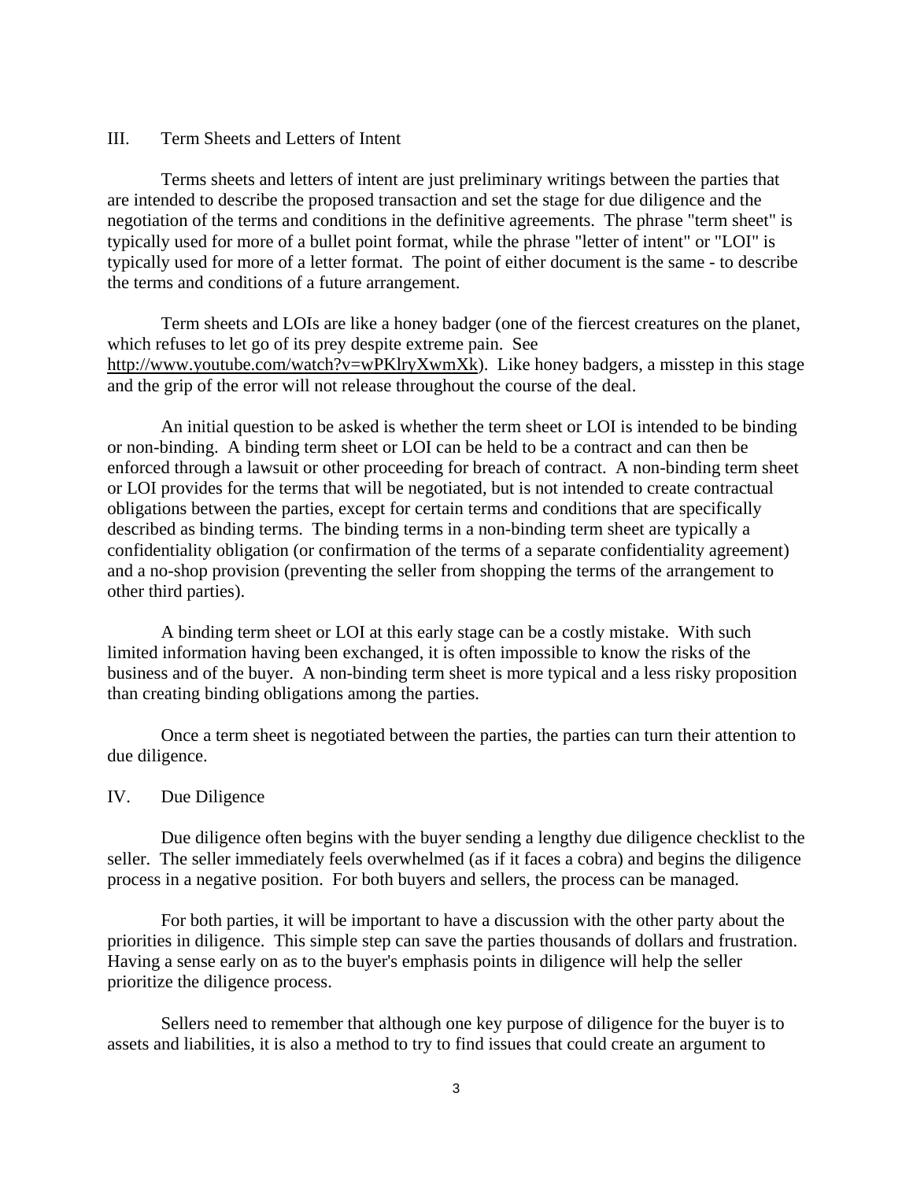## III. Term Sheets and Letters of Intent

Terms sheets and letters of intent are just preliminary writings between the parties that are intended to describe the proposed transaction and set the stage for due diligence and the negotiation of the terms and conditions in the definitive agreements. The phrase "term sheet" is typically used for more of a bullet point format, while the phrase "letter of intent" or "LOI" is typically used for more of a letter format. The point of either document is the same - to describe the terms and conditions of a future arrangement.

Term sheets and LOIs are like a honey badger (one of the fiercest creatures on the planet, which refuses to let go of its prey despite extreme pain. See http://www.youtube.com/watch?v=wPKlryXwmXk). Like honey badgers, a misstep in this stage and the grip of the error will not release throughout the course of the deal.

An initial question to be asked is whether the term sheet or LOI is intended to be binding or non-binding. A binding term sheet or LOI can be held to be a contract and can then be enforced through a lawsuit or other proceeding for breach of contract. A non-binding term sheet or LOI provides for the terms that will be negotiated, but is not intended to create contractual obligations between the parties, except for certain terms and conditions that are specifically described as binding terms. The binding terms in a non-binding term sheet are typically a confidentiality obligation (or confirmation of the terms of a separate confidentiality agreement) and a no-shop provision (preventing the seller from shopping the terms of the arrangement to other third parties).

A binding term sheet or LOI at this early stage can be a costly mistake. With such limited information having been exchanged, it is often impossible to know the risks of the business and of the buyer. A non-binding term sheet is more typical and a less risky proposition than creating binding obligations among the parties.

Once a term sheet is negotiated between the parties, the parties can turn their attention to due diligence.

## IV. Due Diligence

Due diligence often begins with the buyer sending a lengthy due diligence checklist to the seller. The seller immediately feels overwhelmed (as if it faces a cobra) and begins the diligence process in a negative position. For both buyers and sellers, the process can be managed.

For both parties, it will be important to have a discussion with the other party about the priorities in diligence. This simple step can save the parties thousands of dollars and frustration. Having a sense early on as to the buyer's emphasis points in diligence will help the seller prioritize the diligence process.

Sellers need to remember that although one key purpose of diligence for the buyer is to assets and liabilities, it is also a method to try to find issues that could create an argument to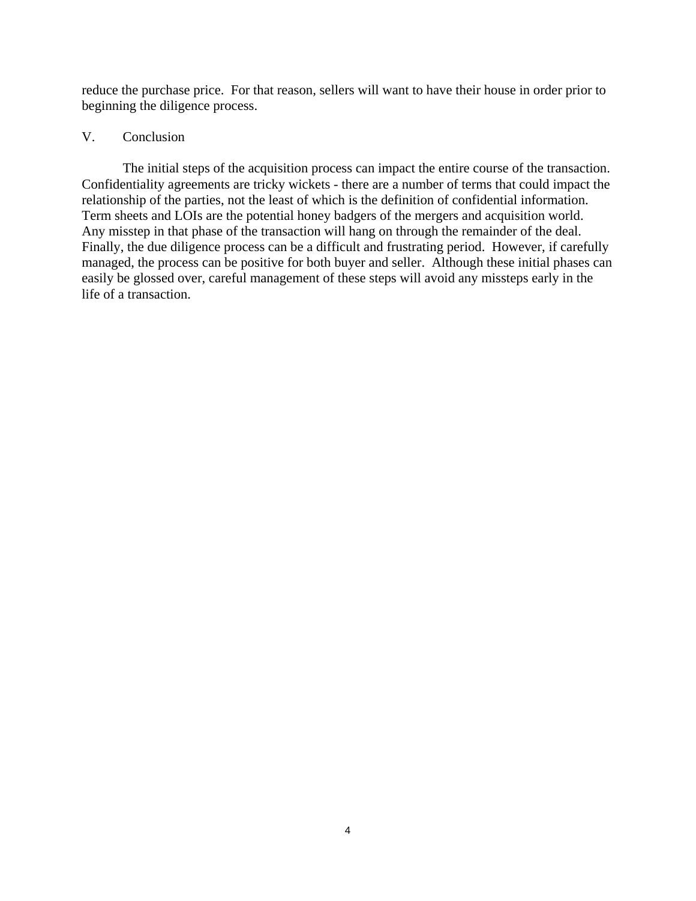reduce the purchase price. For that reason, sellers will want to have their house in order prior to beginning the diligence process.

## V. Conclusion

The initial steps of the acquisition process can impact the entire course of the transaction. Confidentiality agreements are tricky wickets - there are a number of terms that could impact the relationship of the parties, not the least of which is the definition of confidential information. Term sheets and LOIs are the potential honey badgers of the mergers and acquisition world. Any misstep in that phase of the transaction will hang on through the remainder of the deal. Finally, the due diligence process can be a difficult and frustrating period. However, if carefully managed, the process can be positive for both buyer and seller. Although these initial phases can easily be glossed over, careful management of these steps will avoid any missteps early in the life of a transaction.